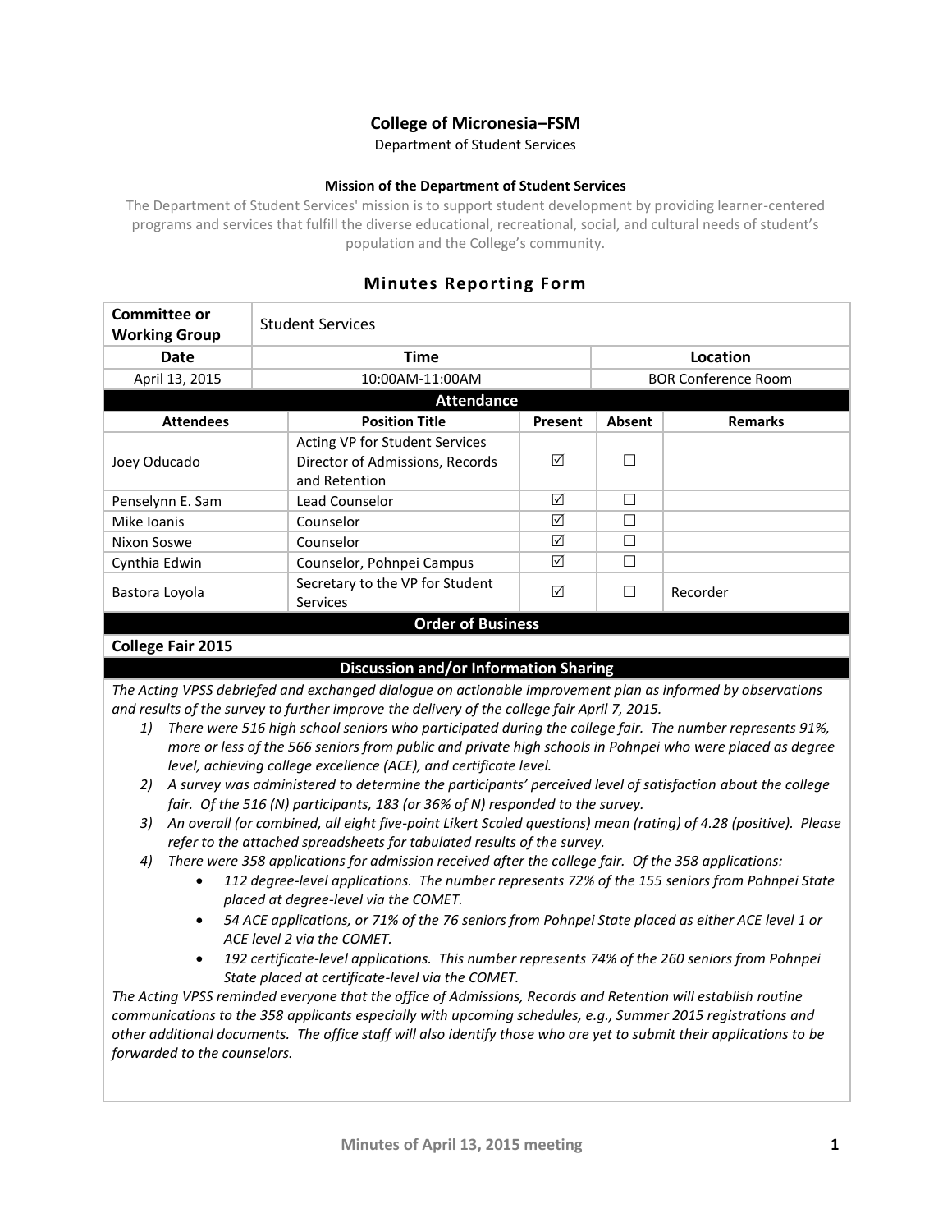# College of Micronesia–FSM

Department of Student Services

**Mission of the Department of Student Services**

The Department of Student Services' mission is to support student development by providing learner-centered programs and services that fulfill the diverse educational, recreational, social, and cultural needs of student's population and the College's community.

## Minutes Reporting Form

| Committee or Working Group | Student Services | |
|---|---|---|
| **Date** | **Time** | **Location** |
| April 13, 2015 | 10:00AM-11:00AM | BOR Conference Room |

**Attendance**

| Attendees | Position Title | Present | Absent | Remarks |
|---|---|---|---|---|
| Joey Oducado | Acting VP for Student Services Director of Admissions, Records and Retention | ☑ | ☐ | |
| Penselynn E. Sam | Lead Counselor | ☑ | ☐ | |
| Mike Ioanis | Counselor | ☑ | ☐ | |
| Nixon Soswe | Counselor | ☑ | ☐ | |
| Cynthia Edwin | Counselor, Pohnpei Campus | ☑ | ☐ | |
| Bastora Loyola | Secretary to the VP for Student Services | ☑ | ☐ | Recorder |

**Order of Business**

**College Fair 2015**

**Discussion and/or Information Sharing**

*The Acting VPSS debriefed and exchanged dialogue on actionable improvement plan as informed by observations and results of the survey to further improve the delivery of the college fair April 7, 2015.*

1) *There were 516 high school seniors who participated during the college fair. The number represents 91%, more or less of the 566 seniors from public and private high schools in Pohnpei who were placed as degree level, achieving college excellence (ACE), and certificate level.*
2) *A survey was administered to determine the participants' perceived level of satisfaction about the college fair. Of the 516 (N) participants, 183 (or 36% of N) responded to the survey.*
3) *An overall (or combined, all eight five-point Likert Scaled questions) mean (rating) of 4.28 (positive). Please refer to the attached spreadsheets for tabulated results of the survey.*
4) *There were 358 applications for admission received after the college fair. Of the 358 applications:*
   - *112 degree-level applications. The number represents 72% of the 155 seniors from Pohnpei State placed at degree-level via the COMET.*
   - *54 ACE applications, or 71% of the 76 seniors from Pohnpei State placed as either ACE level 1 or ACE level 2 via the COMET.*
   - *192 certificate-level applications. This number represents 74% of the 260 seniors from Pohnpei State placed at certificate-level via the COMET.*

*The Acting VPSS reminded everyone that the office of Admissions, Records and Retention will establish routine communications to the 358 applicants especially with upcoming schedules, e.g., Summer 2015 registrations and other additional documents. The office staff will also identify those who are yet to submit their applications to be forwarded to the counselors.*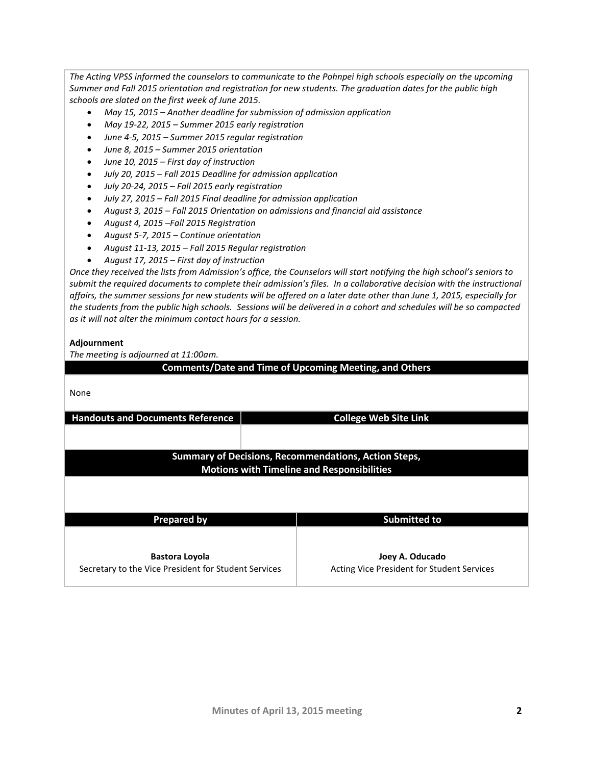*The Acting VPSS informed the counselors to communicate to the Pohnpei high schools especially on the upcoming Summer and Fall 2015 orientation and registration for new students. The graduation dates for the public high schools are slated on the first week of June 2015.*

- *May 15, 2015 – Another deadline for submission of admission application*
- *May 19-22, 2015 – Summer 2015 early registration*
- *June 4-5, 2015 – Summer 2015 regular registration*
- *June 8, 2015 – Summer 2015 orientation*
- *June 10, 2015 – First day of instruction*
- *July 20, 2015 – Fall 2015 Deadline for admission application*
- *July 20-24, 2015 – Fall 2015 early registration*
- *July 27, 2015 – Fall 2015 Final deadline for admission application*
- *August 3, 2015 – Fall 2015 Orientation on admissions and financial aid assistance*
- *August 4, 2015 –Fall 2015 Registration*
- *August 5-7, 2015 – Continue orientation*
- *August 11-13, 2015 – Fall 2015 Regular registration*
- *August 17, 2015 – First day of instruction*

*Once they received the lists from Admission's office, the Counselors will start notifying the high school's seniors to submit the required documents to complete their admission's files. In a collaborative decision with the instructional affairs, the summer sessions for new students will be offered on a later date other than June 1, 2015, especially for the students from the public high schools. Sessions will be delivered in a cohort and schedules will be so compacted as it will not alter the minimum contact hours for a session.*

**Adjournment**

*The meeting is adjourned at 11:00am.*

**Comments/Date and Time of Upcoming Meeting, and Others**

None

| Handouts and Documents Reference | College Web Site Link |
|---|---|
| | |

**Summary of Decisions, Recommendations, Action Steps, Motions with Timeline and Responsibilities**

| Prepared by | Submitted to |
|---|---|
| **Bastora Loyola**<br>Secretary to the Vice President for Student Services | **Joey A. Oducado**<br>Acting Vice President for Student Services |